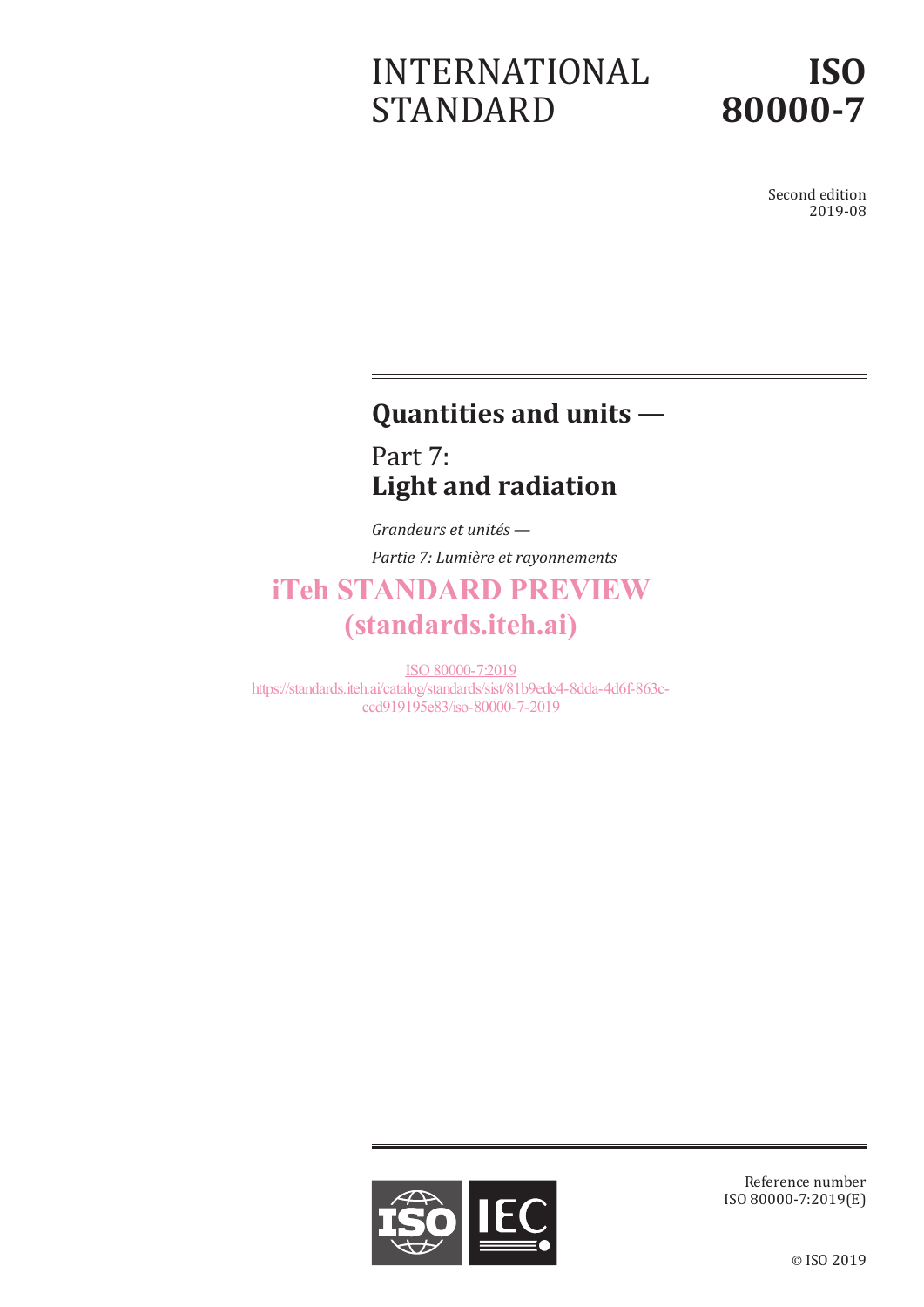# INTERNATIONAL STANDARD

# ISO 80000-7

Second edition
2019-08

## Quantities and units —

## Part 7: **Light and radiation**

*Grandeurs et unités —*

*Partie 7: Lumière et rayonnements*

iTeh STANDARD PREVIEW
(standards.iteh.ai)

ISO 80000-7:2019
https://standards.iteh.ai/catalog/standards/sist/81b9edc4-8dda-4d6f-863c-ccd919195e83/iso-80000-7-2019

Reference number
ISO 80000-7:2019(E)

© ISO 2019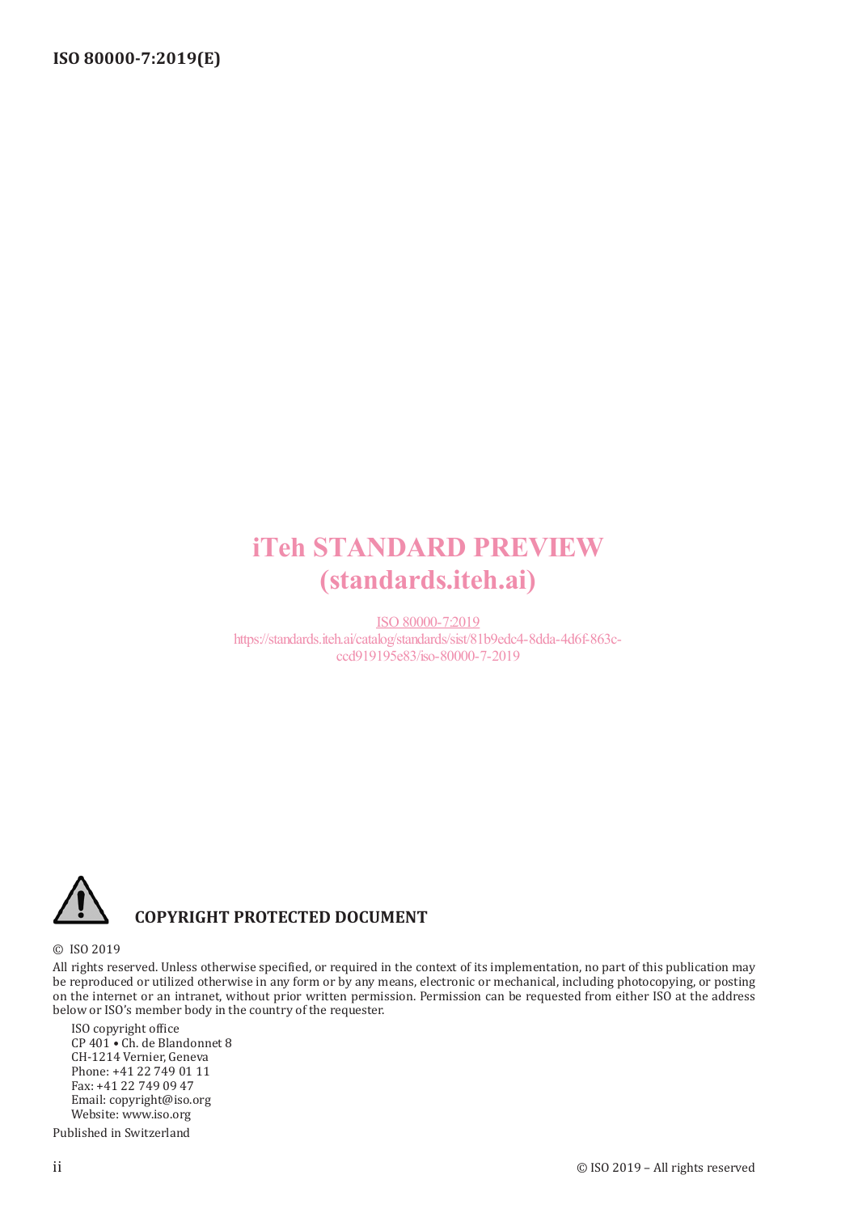iTeh STANDARD PREVIEW
(standards.iteh.ai)

ISO 80000-7:2019
https://standards.iteh.ai/catalog/standards/sist/81b9edc4-8dda-4d6f-863c-ccd919195e83/iso-80000-7-2019

**COPYRIGHT PROTECTED DOCUMENT**

© ISO 2019

All rights reserved. Unless otherwise specified, or required in the context of its implementation, no part of this publication may be reproduced or utilized otherwise in any form or by any means, electronic or mechanical, including photocopying, or posting on the internet or an intranet, without prior written permission. Permission can be requested from either ISO at the address below or ISO's member body in the country of the requester.

ISO copyright office
CP 401 • Ch. de Blandonnet 8
CH-1214 Vernier, Geneva
Phone: +41 22 749 01 11
Fax: +41 22 749 09 47
Email: copyright@iso.org
Website: www.iso.org

Published in Switzerland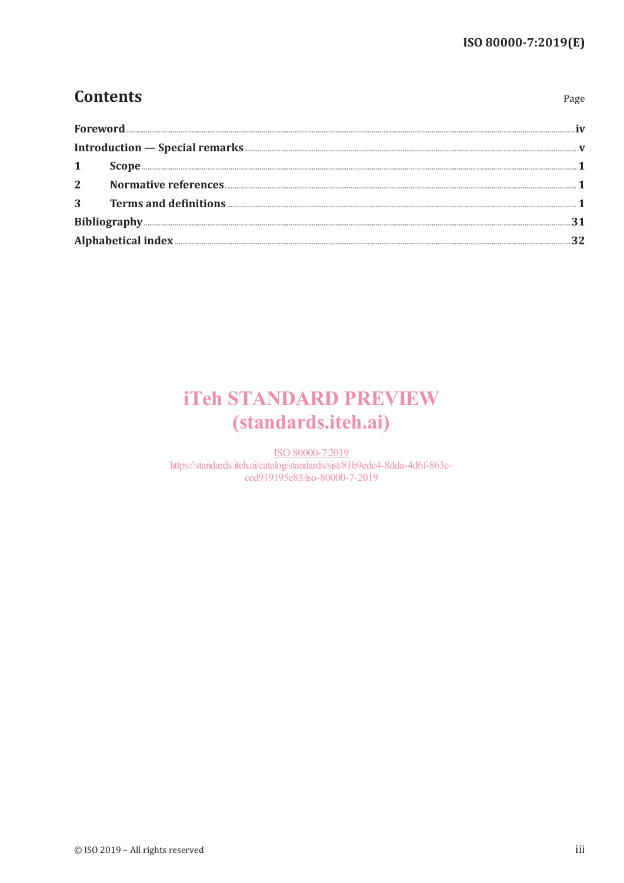# Contents

Page

**Foreword** .......... iv

**Introduction — Special remarks** .......... v

**1 Scope** .......... 1

**2 Normative references** .......... 1

**3 Terms and definitions** .......... 1

**Bibliography** .......... 31

**Alphabetical index** .......... 32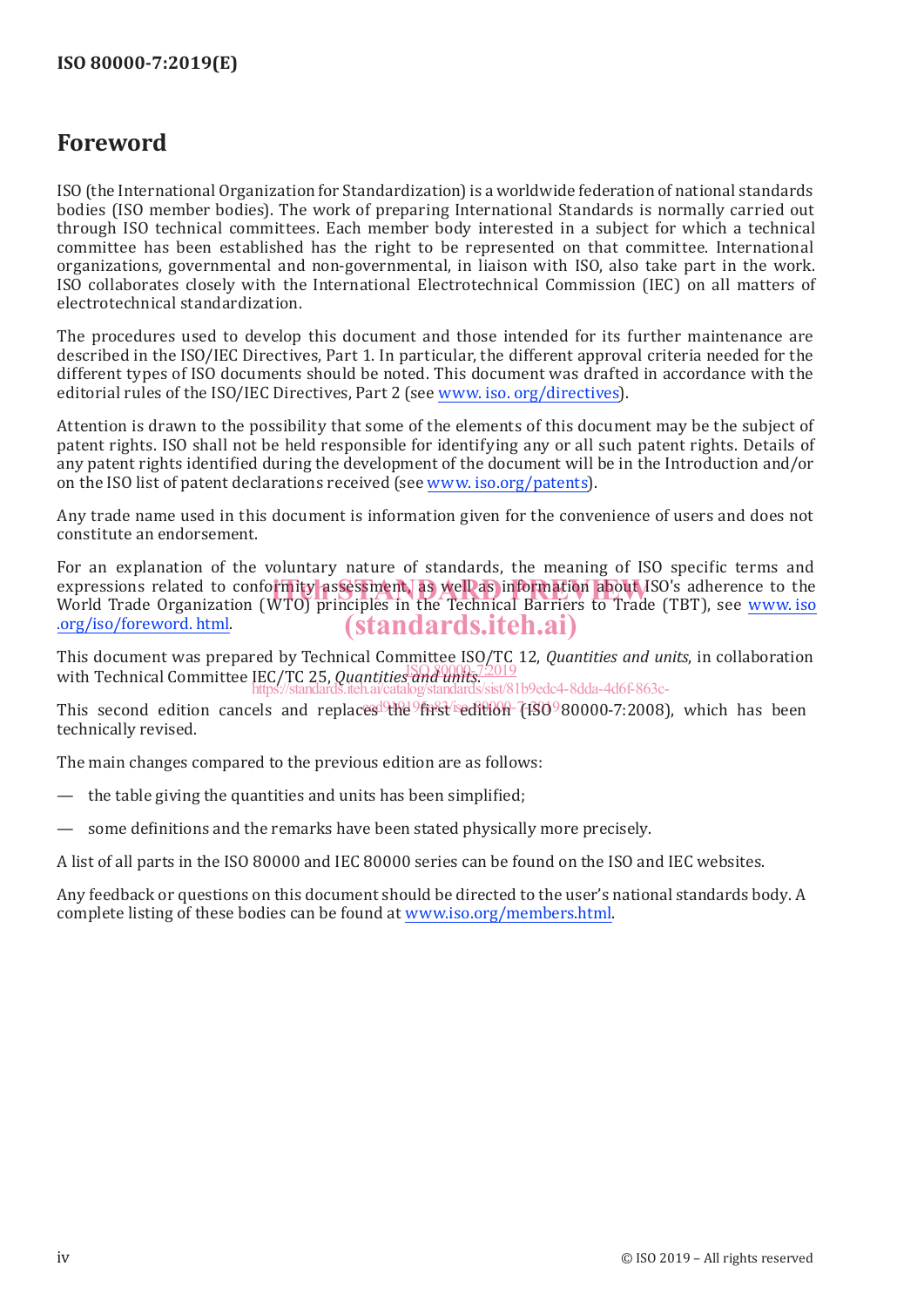# Foreword

ISO (the International Organization for Standardization) is a worldwide federation of national standards bodies (ISO member bodies). The work of preparing International Standards is normally carried out through ISO technical committees. Each member body interested in a subject for which a technical committee has been established has the right to be represented on that committee. International organizations, governmental and non-governmental, in liaison with ISO, also take part in the work. ISO collaborates closely with the International Electrotechnical Commission (IEC) on all matters of electrotechnical standardization.

The procedures used to develop this document and those intended for its further maintenance are described in the ISO/IEC Directives, Part 1. In particular, the different approval criteria needed for the different types of ISO documents should be noted. This document was drafted in accordance with the editorial rules of the ISO/IEC Directives, Part 2 (see www.iso.org/directives).

Attention is drawn to the possibility that some of the elements of this document may be the subject of patent rights. ISO shall not be held responsible for identifying any or all such patent rights. Details of any patent rights identified during the development of the document will be in the Introduction and/or on the ISO list of patent declarations received (see www.iso.org/patents).

Any trade name used in this document is information given for the convenience of users and does not constitute an endorsement.

For an explanation of the voluntary nature of standards, the meaning of ISO specific terms and expressions related to conformity assessment, as well as information about ISO's adherence to the World Trade Organization (WTO) principles in the Technical Barriers to Trade (TBT), see www.iso.org/iso/foreword.html.

This document was prepared by Technical Committee ISO/TC 12, *Quantities and units*, in collaboration with Technical Committee IEC/TC 25, *Quantities and units*.

This second edition cancels and replaces the first edition (ISO 80000-7:2008), which has been technically revised.

The main changes compared to the previous edition are as follows:

— the table giving the quantities and units has been simplified;

— some definitions and the remarks have been stated physically more precisely.

A list of all parts in the ISO 80000 and IEC 80000 series can be found on the ISO and IEC websites.

Any feedback or questions on this document should be directed to the user's national standards body. A complete listing of these bodies can be found at www.iso.org/members.html.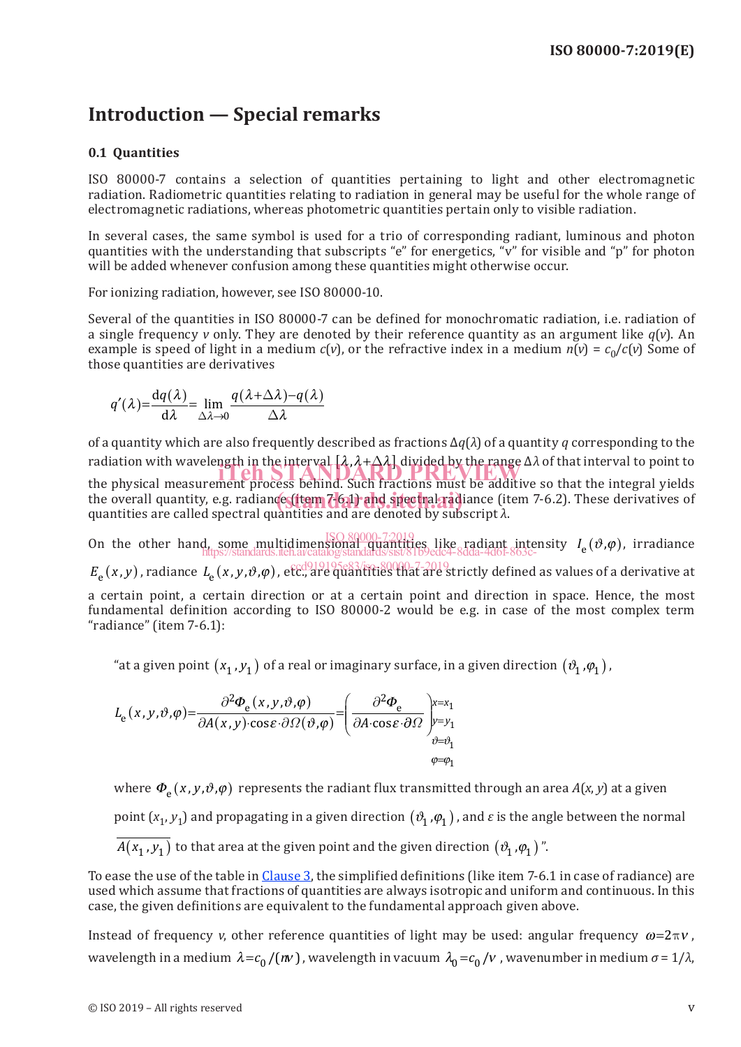# Introduction — Special remarks

## 0.1 Quantities

ISO 80000-7 contains a selection of quantities pertaining to light and other electromagnetic radiation. Radiometric quantities relating to radiation in general may be useful for the whole range of electromagnetic radiations, whereas photometric quantities pertain only to visible radiation.

In several cases, the same symbol is used for a trio of corresponding radiant, luminous and photon quantities with the understanding that subscripts "e" for energetics, "v" for visible and "p" for photon will be added whenever confusion among these quantities might otherwise occur.

For ionizing radiation, however, see ISO 80000-10.

Several of the quantities in ISO 80000-7 can be defined for monochromatic radiation, i.e. radiation of a single frequency $v$ only. They are denoted by their reference quantity as an argument like $q(v)$. An example is speed of light in a medium $c(v)$, or the refractive index in a medium $n(v) = c_0/c(v)$ Some of those quantities are derivatives

$$q'(\lambda)=\frac{\mathrm{d}q(\lambda)}{\mathrm{d}\lambda}=\lim_{\Delta\lambda\to 0}\frac{q(\lambda+\Delta\lambda)-q(\lambda)}{\Delta\lambda}$$

of a quantity which are also frequently described as fractions $\Delta q(\lambda)$ of a quantity $q$ corresponding to the radiation with wavelength in the interval $[\lambda,\lambda+\Delta\lambda]$ divided by the range $\Delta\lambda$ of that interval to point to the physical measurement process behind. Such fractions must be additive so that the integral yields the overall quantity, e.g. radiance (item 7-6.1) and spectral radiance (item 7-6.2). These derivatives of quantities are called spectral quantities and are denoted by subscript $\lambda$.

On the other hand, some multidimensional quantities like radiant intensity $I_\mathrm{e}(\vartheta,\varphi)$, irradiance $E_\mathrm{e}(x,y)$, radiance $L_\mathrm{e}(x,y,\vartheta,\varphi)$, etc., are quantities that are strictly defined as values of a derivative at a certain point, a certain direction or at a certain point and direction in space. Hence, the most fundamental definition according to ISO 80000-2 would be e.g. in case of the most complex term "radiance" (item 7-6.1):

> "at a given point $(x_1,y_1)$ of a real or imaginary surface, in a given direction $(\vartheta_1,\varphi_1)$,
>
> $$L_\mathrm{e}(x,y,\vartheta,\varphi)=\frac{\partial^2\Phi_\mathrm{e}(x,y,\vartheta,\varphi)}{\partial A(x,y)\cdot\cos\varepsilon\cdot\partial\Omega(\vartheta,\varphi)}=\left(\frac{\partial^2\Phi_\mathrm{e}}{\partial A\cdot\cos\varepsilon\cdot\partial\Omega}\right)_{\substack{x=x_1\\ y=y_1\\ \vartheta=\vartheta_1\\ \varphi=\varphi_1}}$$
>
> where $\Phi_\mathrm{e}(x,y,\vartheta,\varphi)$ represents the radiant flux transmitted through an area $A(x,y)$ at a given point $(x_1,y_1)$ and propagating in a given direction $(\vartheta_1,\varphi_1)$, and $\varepsilon$ is the angle between the normal $\overline{A(x_1,y_1)}$ to that area at the given point and the given direction $(\vartheta_1,\varphi_1)$".

To ease the use of the table in Clause 3, the simplified definitions (like item 7-6.1 in case of radiance) are used which assume that fractions of quantities are always isotropic and uniform and continuous. In this case, the given definitions are equivalent to the fundamental approach given above.

Instead of frequency $v$, other reference quantities of light may be used: angular frequency $\omega=2\pi v$, wavelength in a medium $\lambda=c_0/(nv)$, wavelength in vacuum $\lambda_0=c_0/v$, wavenumber in medium $\sigma = 1/\lambda$,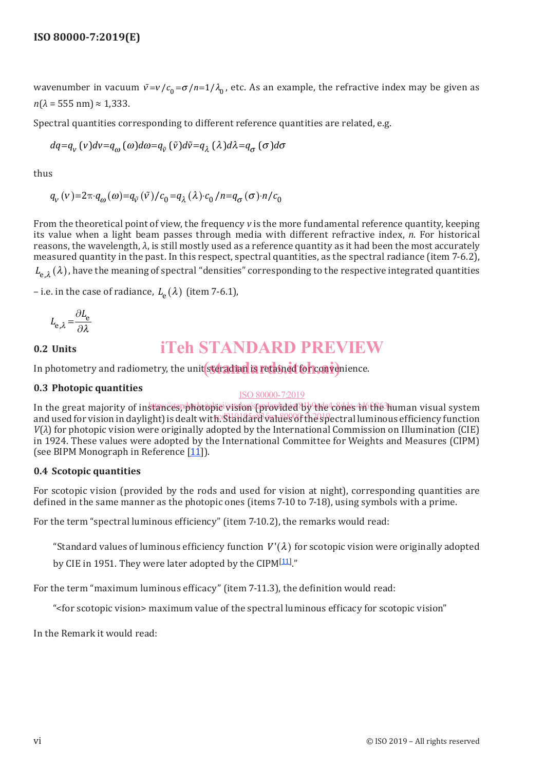wavenumber in vacuum $\tilde{\nu}=\nu/c_0=\sigma/n=1/\lambda_0$, etc. As an example, the refractive index may be given as $n(\lambda = 555\text{ nm}) \approx 1{,}333$.

Spectral quantities corresponding to different reference quantities are related, e.g.

$$dq=q_\nu(\nu)d\nu=q_\omega(\omega)d\omega=q_{\tilde{\nu}}(\tilde{\nu})d\tilde{\nu}=q_\lambda(\lambda)d\lambda=q_\sigma(\sigma)d\sigma$$

thus

$$q_\nu(\nu)=2\pi\cdot q_\omega(\omega)=q_{\tilde{\nu}}(\tilde{\nu})/c_0=q_\lambda(\lambda)\cdot c_0/n=q_\sigma(\sigma)\cdot n/c_0$$

From the theoretical point of view, the frequency $\nu$ is the more fundamental reference quantity, keeping its value when a light beam passes through media with different refractive index, $n$. For historical reasons, the wavelength, $\lambda$, is still mostly used as a reference quantity as it had been the most accurately measured quantity in the past. In this respect, spectral quantities, as the spectral radiance (item 7-6.2), $L_{\mathrm{e},\lambda}(\lambda)$, have the meaning of spectral "densities" corresponding to the respective integrated quantities – i.e. in the case of radiance, $L_\mathrm{e}(\lambda)$ (item 7-6.1),

$$L_{\mathrm{e},\lambda}=\frac{\partial L_\mathrm{e}}{\partial \lambda}$$

## 0.2 Units

In photometry and radiometry, the unit steradian is retained for convenience.

## 0.3 Photopic quantities

In the great majority of instances, photopic vision (provided by the cones in the human visual system and used for vision in daylight) is dealt with. Standard values of the spectral luminous efficiency function $V(\lambda)$ for photopic vision were originally adopted by the International Commission on Illumination (CIE) in 1924. These values were adopted by the International Committee for Weights and Measures (CIPM) (see BIPM Monograph in Reference [11]).

## 0.4 Scotopic quantities

For scotopic vision (provided by the rods and used for vision at night), corresponding quantities are defined in the same manner as the photopic ones (items 7-10 to 7-18), using symbols with a prime.

For the term "spectral luminous efficiency" (item 7-10.2), the remarks would read:

> "Standard values of luminous efficiency function $V'(\lambda)$ for scotopic vision were originally adopted by CIE in 1951. They were later adopted by the CIPM[11]."

For the term "maximum luminous efficacy" (item 7-11.3), the definition would read:

> "<for scotopic vision> maximum value of the spectral luminous efficacy for scotopic vision"

In the Remark it would read: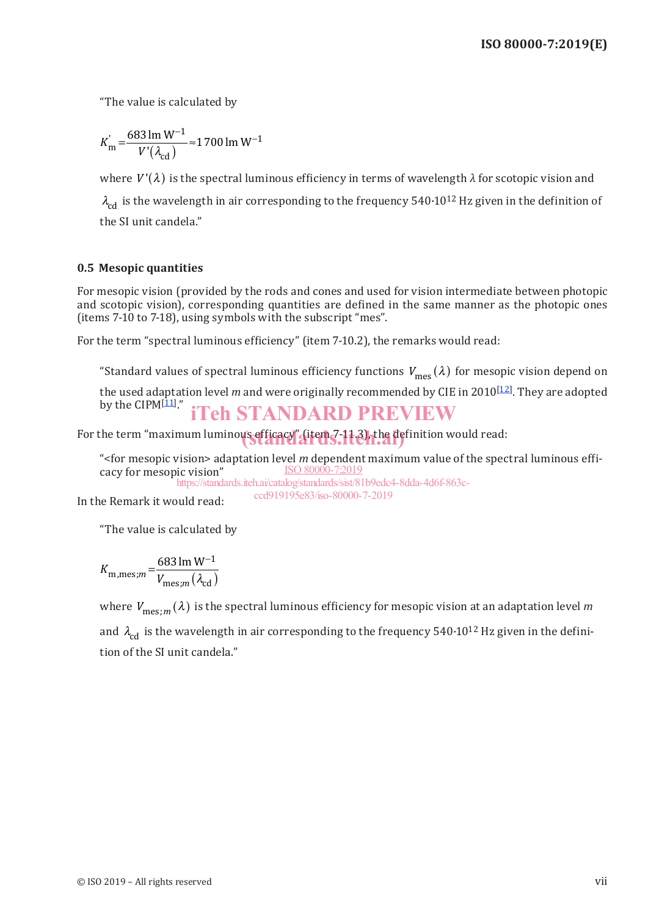“The value is calculated by

$$K'_{\text{m}} = \frac{683 \text{ lm W}^{-1}}{V'(\lambda_{\text{cd}})} \approx 1\,700 \text{ lm W}^{-1}$$

where $V'(\lambda)$ is the spectral luminous efficiency in terms of wavelength $\lambda$ for scotopic vision and $\lambda_{\text{cd}}$ is the wavelength in air corresponding to the frequency $540 \cdot 10^{12}$ Hz given in the definition of the SI unit candela.”

## 0.5 Mesopic quantities

For mesopic vision (provided by the rods and cones and used for vision intermediate between photopic and scotopic vision), corresponding quantities are defined in the same manner as the photopic ones (items 7-10 to 7-18), using symbols with the subscript “mes”.

For the term “spectral luminous efficiency” (item 7-10.2), the remarks would read:

“Standard values of spectral luminous efficiency functions $V_{\text{mes}}(\lambda)$ for mesopic vision depend on the used adaptation level *m* and were originally recommended by CIE in 2010[12]. They are adopted by the CIPM[11].”

For the term “maximum luminous efficacy” (item 7-11.3), the definition would read:

“<for mesopic vision> adaptation level *m* dependent maximum value of the spectral luminous efficacy for mesopic vision”

In the Remark it would read:

“The value is calculated by

$$K_{\text{m,mes};m} = \frac{683 \text{ lm W}^{-1}}{V_{\text{mes};m}(\lambda_{\text{cd}})}$$

where $V_{\text{mes};m}(\lambda)$ is the spectral luminous efficiency for mesopic vision at an adaptation level *m* and $\lambda_{\text{cd}}$ is the wavelength in air corresponding to the frequency $540 \cdot 10^{12}$ Hz given in the definition of the SI unit candela.”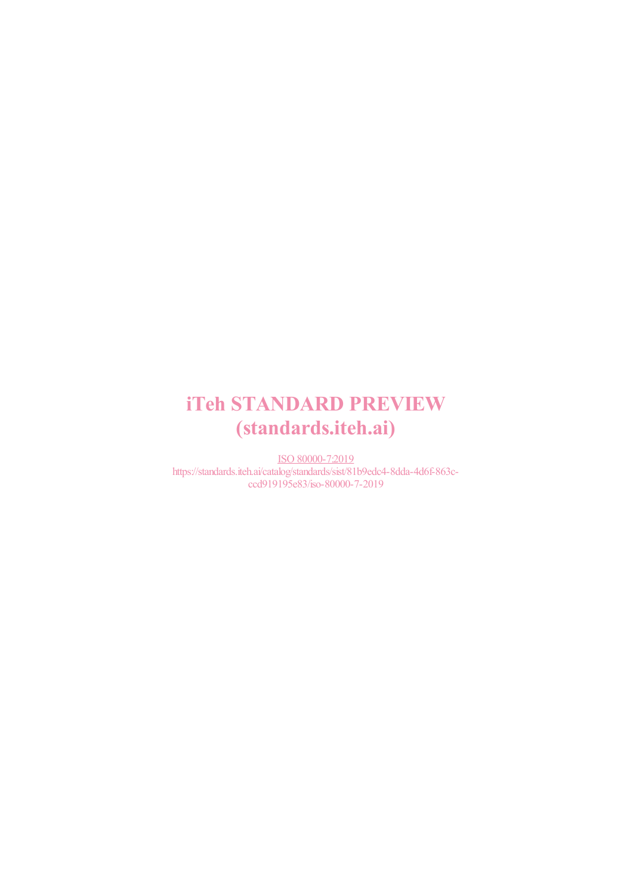iTeh STANDARD PREVIEW
(standards.iteh.ai)

ISO 80000-7:2019
https://standards.iteh.ai/catalog/standards/sist/81b9edc4-8dda-4d6f-863c-ccd919195e83/iso-80000-7-2019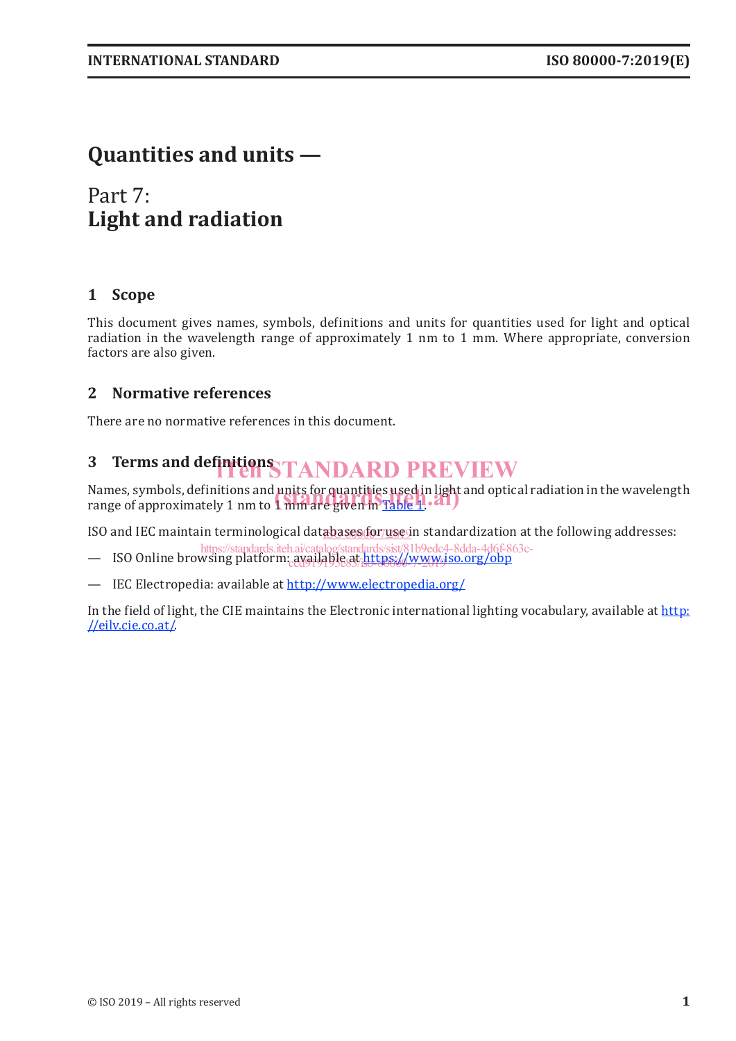# Quantities and units —

## Part 7:
## Light and radiation

## 1 Scope

This document gives names, symbols, definitions and units for quantities used for light and optical radiation in the wavelength range of approximately 1 nm to 1 mm. Where appropriate, conversion factors are also given.

## 2 Normative references

There are no normative references in this document.

## 3 Terms and definitions

Names, symbols, definitions and units for quantities used in light and optical radiation in the wavelength range of approximately 1 nm to 1 mm are given in Table 1.

ISO and IEC maintain terminological databases for use in standardization at the following addresses:

— ISO Online browsing platform: available at https://www.iso.org/obp

— IEC Electropedia: available at http://www.electropedia.org/

In the field of light, the CIE maintains the Electronic international lighting vocabulary, available at http://eilv.cie.co.at/.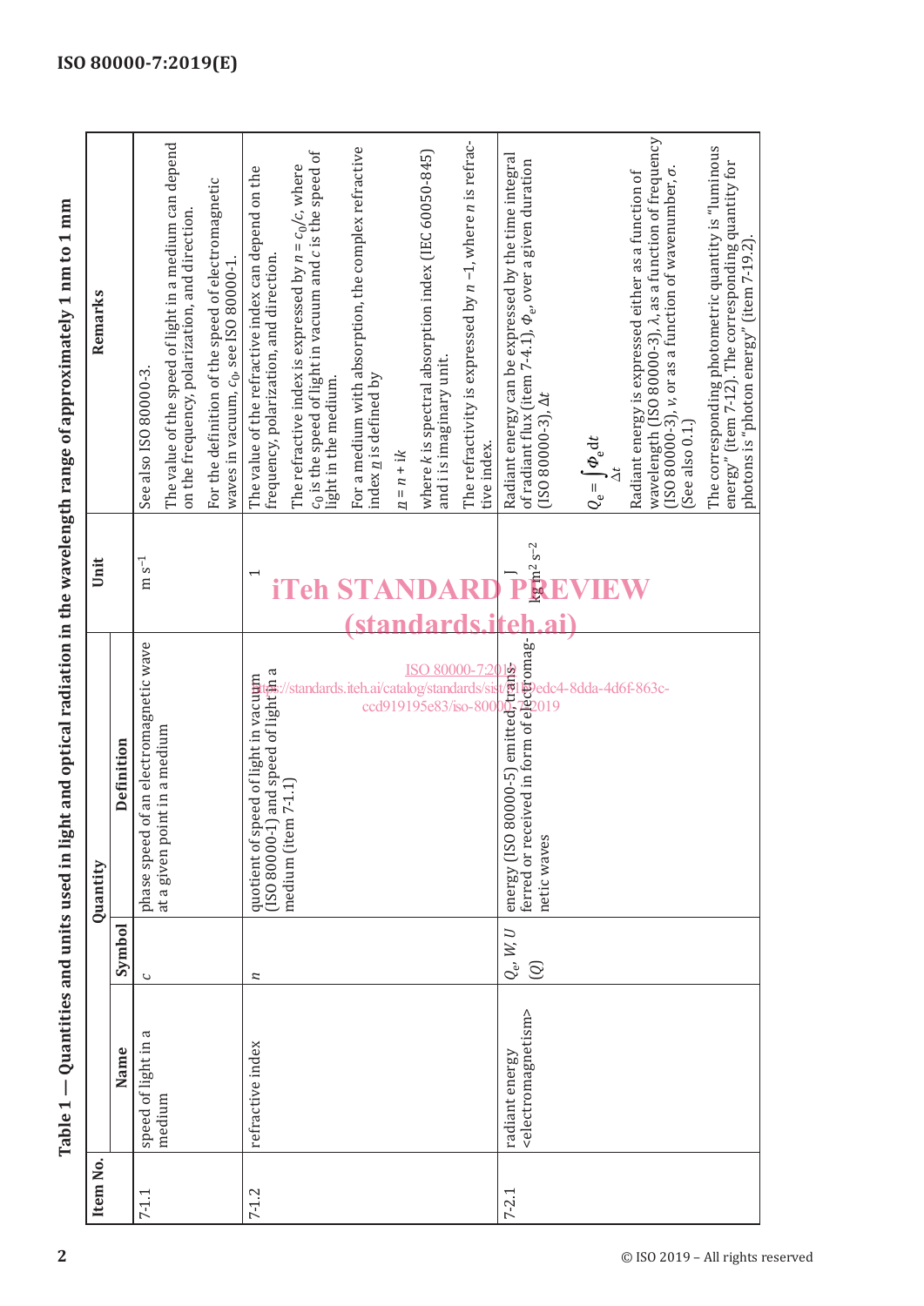**Table 1 — Quantities and units used in light and optical radiation in the wavelength range of approximately 1 nm to 1 mm**

| Item No. | Quantity | | | Unit | Remarks |
|---|---|---|---|---|---|
| | Name | Symbol | Definition | | |
| 7-1.1 | speed of light in a medium | $c$ | phase speed of an electromagnetic wave at a given point in a medium | m s$^{-1}$ | See also ISO 80000-3.<br>The value of the speed of light in a medium can depend on the frequency, polarization, and direction.<br>For the definition of the speed of electromagnetic waves in vacuum, $c_0$, see ISO 80000-1. |
| 7-1.2 | refractive index | $n$ | quotient of speed of light in vacuum (ISO 80000-1) and speed of light in a medium (item 7-1.1) | 1 | The value of the refractive index can depend on the frequency, polarization, and direction.<br>The refractive index is expressed by $n = c_0/c$, where $c_0$ is the speed of light in vacuum and $c$ is the speed of light in the medium.<br>For a medium with absorption, the complex refractive index $\underline{n}$ is defined by<br>$\underline{n} = n + \mathrm{i}k$<br>where $k$ is spectral absorption index (IEC 60050-845) and i is imaginary unit.<br>The refractivity is expressed by $n - 1$, where $n$ is refractive index. |
| 7-2.1 | radiant energy <electromagnetism> | $Q_e$, $W$, $U$ ($Q$) | energy (ISO 80000-5) emitted, transferred or received in form of electromagnetic waves | J<br>kg m$^2$ s$^{-2}$ | Radiant energy can be expressed by the time integral of radiant flux (item 7-4.1), $\Phi_e$, over a given duration (ISO 80000-3), $\Delta t$<br>$Q_e = \int_{\Delta t} \Phi_e \,\mathrm{d}t$<br>Radiant energy is expressed either as a function of wavelength (ISO 80000-3), $\lambda$, as a function of frequency (ISO 80000-3), $\nu$, or as a function of wavenumber, $\sigma$. (See also 0.1.)<br>The corresponding photometric quantity is "luminous energy" (item 7-12). The corresponding quantity for photons is "photon energy" (item 7-19.2). |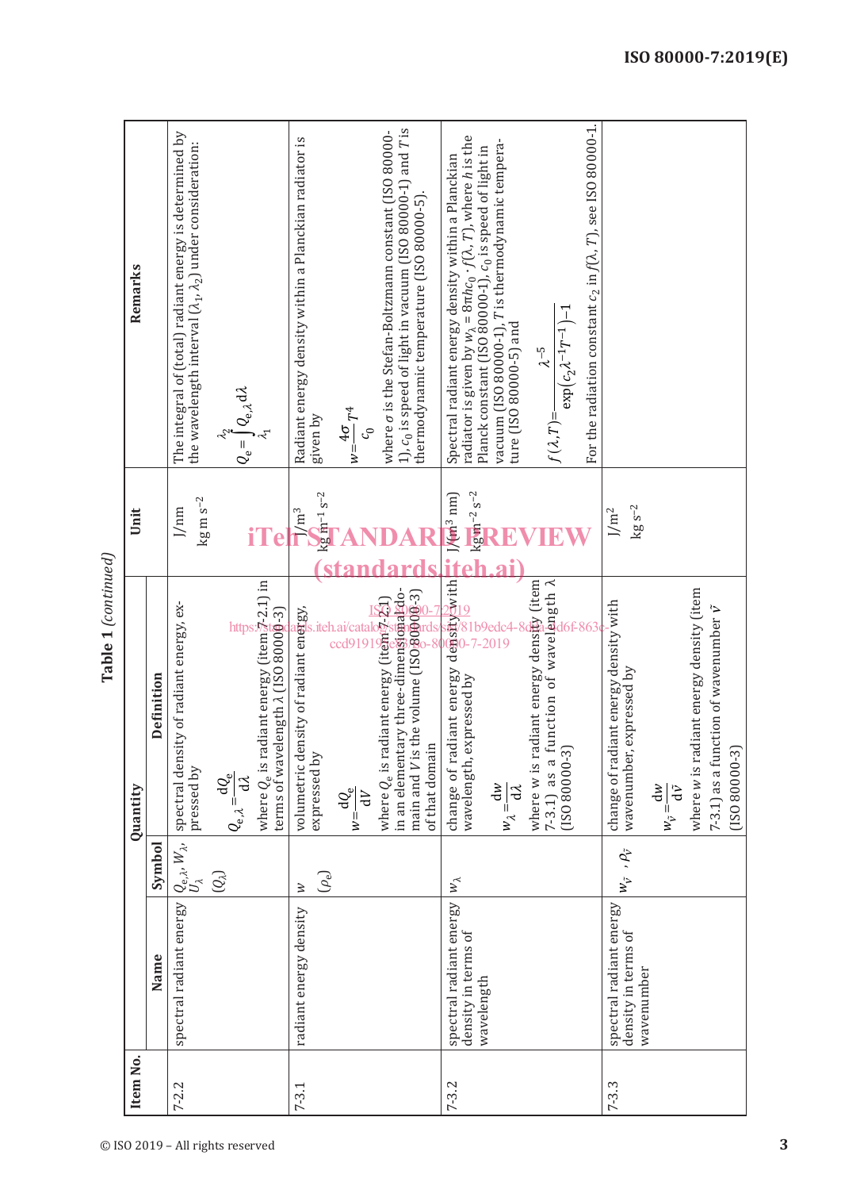**Table 1** *(continued)*

| Item No. | Quantity | | | | Unit | Remarks |
|---|---|---|---|---|---|---|
| | Name | Symbol | Definition | | | |
| 7-2.2 | spectral radiant energy | $Q_{e,\lambda}$, $W_\lambda$, $U_\lambda$ ($Q_\lambda$) | spectral density of radiant energy, expressed by $Q_{e,\lambda} = \dfrac{dQ_e}{d\lambda}$ where $Q_e$ is radiant energy (item 7-2.1) in terms of wavelength $\lambda$ (ISO 80000-3) | | J/nm <br> kg m s$^{-2}$ | The integral of (total) radiant energy is determined by the wavelength interval $(\lambda_1, \lambda_2)$ under consideration: $Q_e = \int_{\lambda_1}^{\lambda_2} Q_{e,\lambda}\, d\lambda$ |
| 7-3.1 | radiant energy density | $w$ ($\rho_e$) | volumetric density of radiant energy, expressed by $w = \dfrac{dQ_e}{dV}$ where $Q_e$ is radiant energy (item 7-2.1) in an elementary three-dimensional domain and $V$ is the volume (ISO 80000-3) of that domain | | J/m$^3$ <br> kg m$^{-1}$ s$^{-2}$ | Radiant energy density within a Planckian radiator is given by $w = \dfrac{4\sigma}{c_0} T^4$ where $\sigma$ is the Stefan-Boltzmann constant (ISO 80000-1), $c_0$ is speed of light in vacuum (ISO 80000-1) and $T$ is thermodynamic temperature (ISO 80000-5). |
| 7-3.2 | spectral radiant energy density in terms of wavelength | $w_\lambda$ | change of radiant energy density with wavelength, expressed by $w_\lambda = \dfrac{dw}{d\lambda}$ where $w$ is radiant energy density (item 7-3.1) as a function of wavelength $\lambda$ (ISO 80000-3) | | J/(m$^3$ nm) <br> kg m$^{-2}$ s$^{-2}$ | Spectral radiant energy density within a Planckian radiator is given by $w_\lambda = 8\pi h c_0 \cdot f(\lambda, T)$, where $h$ is the Planck constant (ISO 80000-1), $c_0$ is speed of light in vacuum (ISO 80000-1), $T$ is thermodynamic temperature (ISO 80000-5) and $f(\lambda, T) = \dfrac{\lambda^{-5}}{\exp(c_2 \lambda^{-1} T^{-1}) - 1}$ For the radiation constant $c_2$ in $f(\lambda, T)$, see ISO 80000-1. |
| 7-3.3 | spectral radiant energy density in terms of wavenumber | $w_{\tilde{\nu}}$, $\rho_{\tilde{\nu}}$ | change of radiant energy density with wavenumber, expressed by $w_{\tilde{\nu}} = \dfrac{dw}{d\tilde{\nu}}$ where $w$ is radiant energy density (item 7-3.1) as a function of wavenumber $\tilde{\nu}$ (ISO 80000-3) | | J/m$^2$ <br> kg s$^{-2}$ | |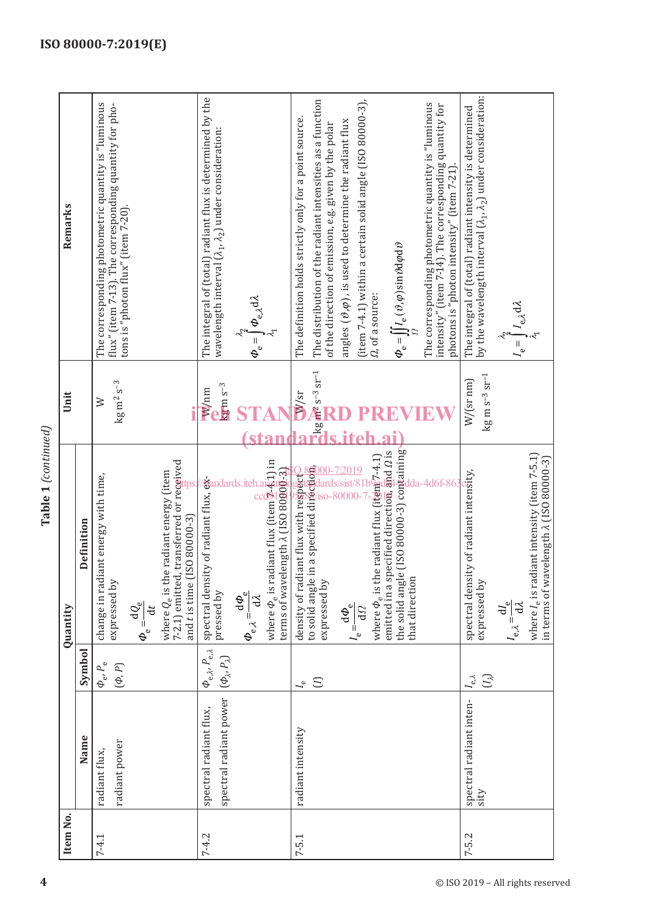**Table 1** *(continued)*

| Item No. | Quantity | | | Unit | Remarks |
|---|---|---|---|---|---|
| | Name | Symbol | Definition | | |
| 7-4.1 | radiant flux, radiant power | $\Phi_e$, $P_e$ ($\Phi$, $P$) | change in radiant energy with time, expressed by $\Phi_e = \frac{dQ_e}{dt}$ where $Q_e$ is the radiant energy (item 7-2.1) emitted, transferred or received and $t$ is time (ISO 80000-3) | W<br>kg m$^2$ s$^{-3}$ | The corresponding photometric quantity is "luminous flux" (item 7-13). The corresponding quantity for photons is "photon flux" (item 7-20). |
| 7-4.2 | spectral radiant flux, spectral radiant power | $\Phi_{e,\lambda}$, $P_{e,\lambda}$ ($\Phi_\lambda$, $P_\lambda$) | spectral density of radiant flux, expressed by $\Phi_{e,\lambda} = \frac{d\Phi_e}{d\lambda}$ where $\Phi_e$ is radiant flux (item 7-4.1) in terms of wavelength $\lambda$ (ISO 80000-3) | W/nm<br>kg m s$^{-3}$ | The integral of (total) radiant flux is determined by the wavelength interval $(\lambda_1, \lambda_2)$ under consideration: $\Phi_e = \int_{\lambda_1}^{\lambda_2} \Phi_{e,\lambda} d\lambda$ |
| 7-5.1 | radiant intensity | $I_e$ ($I$) | density of radiant flux with respect to solid angle in a specified direction, expressed by $I_e = \frac{d\Phi_e}{d\Omega}$ where $\Phi_e$ is the radiant flux (item 7-4.1) emitted in a specified direction, and $\Omega$ is the solid angle (ISO 80000-3) containing that direction | W/sr<br>kg m$^2$ s$^{-3}$ sr$^{-1}$ | The definition holds strictly only for a point source.<br>The distribution of the radiant intensities as a function of the direction of emission, e.g. given by the polar angles $(\vartheta, \varphi)$, is used to determine the radiant flux (item 7-4.1) within a certain solid angle (ISO 80000-3), $\Omega$, of a source: $\Phi_e = \iint_{\Omega} I_e(\vartheta, \varphi) \sin\vartheta d\varphi d\vartheta$<br>The corresponding photometric quantity is "luminous intensity" (item 7-14). The corresponding quantity for photons is "photon intensity" (item 7-21). |
| 7-5.2 | spectral radiant intensity | $I_{e,\lambda}$ ($I_\lambda$) | spectral density of radiant intensity, expressed by $I_{e,\lambda} = \frac{dI_e}{d\lambda}$ where $I_e$ is radiant intensity (item 7-5.1) in terms of wavelength $\lambda$ (ISO 80000-3) | W/(sr nm)<br>kg m s$^{-3}$ sr$^{-1}$ | The integral of (total) radiant intensity is determined by the wavelength interval $(\lambda_1, \lambda_2)$ under consideration: $I_e = \int_{\lambda_1}^{\lambda_2} I_{e,\lambda} d\lambda$ |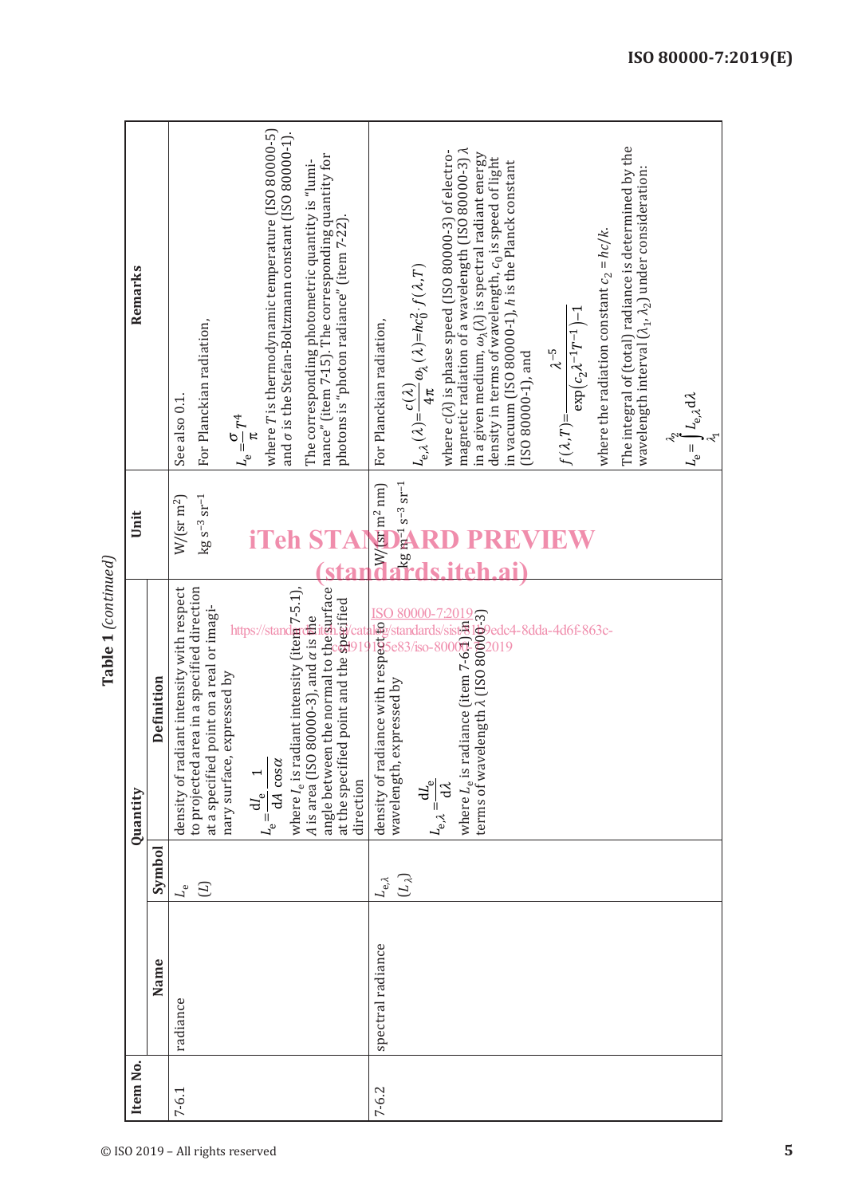**Table 1** *(continued)*

| Item No. | Quantity | | | Unit | Remarks |
|---|---|---|---|---|---|
| | Name | Symbol | Definition | | |
| 7-6.1 | radiance | $L_e$ ($L$) | density of radiant intensity with respect to projected area in a specified direction at a specified point on a real or imaginary surface, expressed by $L_e = \frac{dI_e}{dA} \frac{1}{\cos\alpha}$ where $I_e$ is radiant intensity (item 7-5.1), $A$ is area (ISO 80000-3), and $\alpha$ is the angle between the normal to the surface at the specified point and the specified direction | W/(sr m²) kg s⁻³ sr⁻¹ | See also 0.1. For Planckian radiation, $L_e = \frac{\sigma}{\pi} T^4$ where $T$ is thermodynamic temperature (ISO 80000-5) and $\sigma$ is the Stefan-Boltzmann constant (ISO 80000-1). The corresponding photometric quantity is "luminance" (item 7-15). The corresponding quantity for photons is "photon radiance" (item 7-22). |
| 7-6.2 | spectral radiance | $L_{e,\lambda}$ ($L_\lambda$) | density of radiance with respect to wavelength, expressed by $L_{e,\lambda} = \frac{dL_e}{d\lambda}$ where $L_e$ is radiance (item 7-6.1) in terms of wavelength $\lambda$ (ISO 80000-3) | W/(sr m² nm) kg m⁻¹ s⁻³ sr⁻¹ | For Planckian radiation, $L_{e,\lambda}(\lambda) = \frac{c(\lambda)}{4\pi} \omega_\lambda(\lambda) = hc_0^2 \cdot f(\lambda, T)$ where $c(\lambda)$ is phase speed (ISO 80000-3) of electromagnetic radiation of a wavelength (ISO 80000-3) $\lambda$ in a given medium, $\omega_\lambda(\lambda)$ is spectral radiant energy density in terms of wavelength, $c_0$ is speed of light in vacuum (ISO 80000-1), $h$ is the Planck constant (ISO 80000-1), and $f(\lambda, T) = \frac{\lambda^{-5}}{\exp(c_2 \lambda^{-1} T^{-1}) - 1}$ where the radiation constant $c_2 = hc/k$. The integral of (total) radiance is determined by the wavelength interval $(\lambda_1, \lambda_2)$ under consideration: $L_e = \int_{\lambda_1}^{\lambda_2} L_{e,\lambda} d\lambda$ |